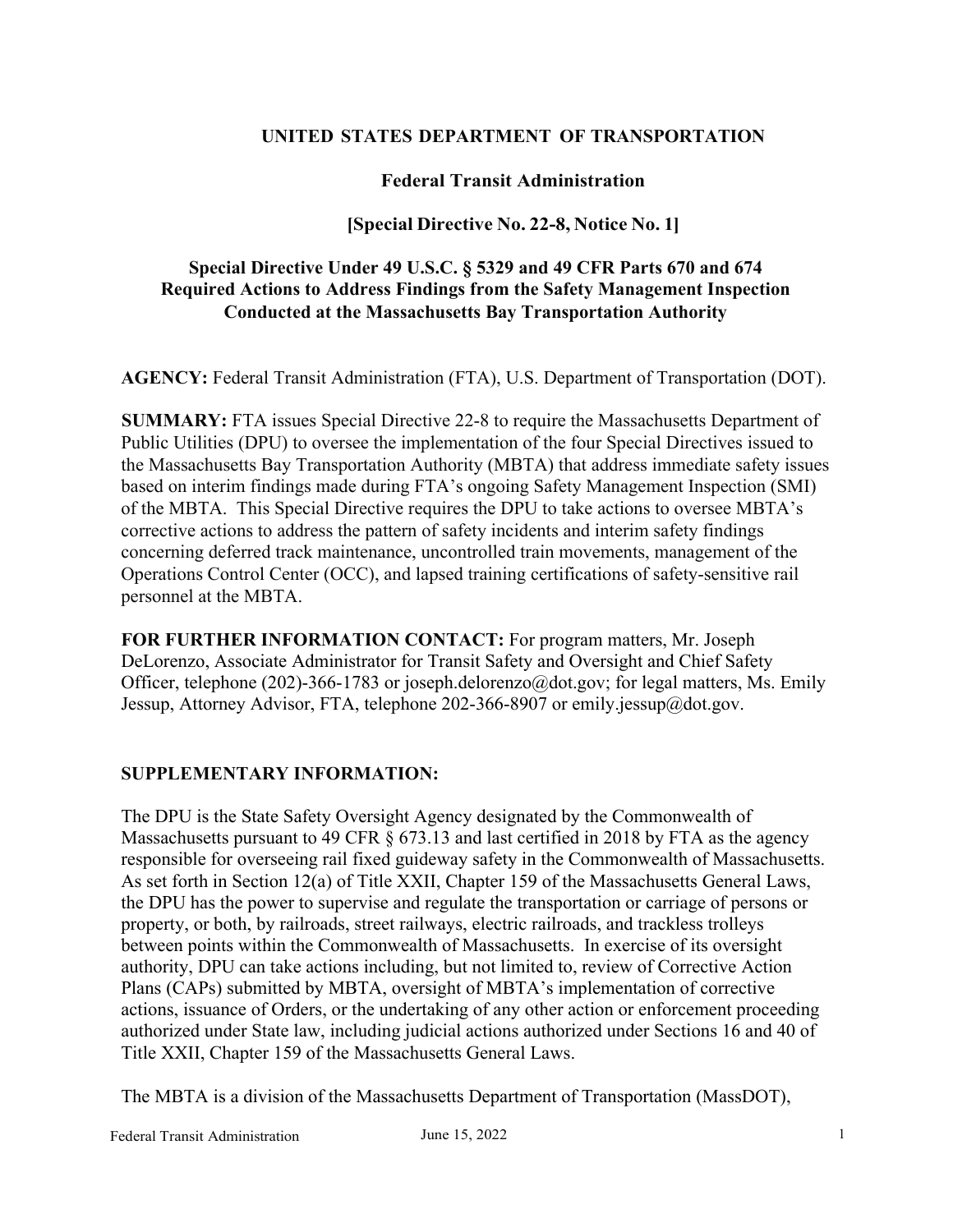**UNITED STATES DEPARTMENT OF TRANSPORTATION**

**Federal Transit Administration**

**[Special Directive No. 22-8, Notice No. 1]**

**Special Directive Under 49 U.S.C. § 5329 and 49 CFR Parts 670 and 674 Required Actions to Address Findings from the Safety Management Inspection Conducted at the Massachusetts Bay Transportation Authority**

**AGENCY:** Federal Transit Administration (FTA), U.S. Department of Transportation (DOT).

**SUMMARY:** FTA issues Special Directive 22-8 to require the Massachusetts Department of Public Utilities (DPU) to oversee the implementation of the four Special Directives issued to the Massachusetts Bay Transportation Authority (MBTA) that address immediate safety issues based on interim findings made during FTA's ongoing Safety Management Inspection (SMI) of the MBTA. This Special Directive requires the DPU to take actions to oversee MBTA's corrective actions to address the pattern of safety incidents and interim safety findings concerning deferred track maintenance, uncontrolled train movements, management of the Operations Control Center (OCC), and lapsed training certifications of safety-sensitive rail personnel at the MBTA.

**FOR FURTHER INFORMATION CONTACT:** For program matters, Mr. Joseph DeLorenzo, Associate Administrator for Transit Safety and Oversight and Chief Safety Officer, telephone (202)-366-1783 or joseph.delorenzo@dot.gov; for legal matters, Ms. Emily Jessup, Attorney Advisor, FTA, telephone 202-366-8907 or emily.jessup@dot.gov.

**SUPPLEMENTARY INFORMATION:**

The DPU is the State Safety Oversight Agency designated by the Commonwealth of Massachusetts pursuant to 49 CFR § 673.13 and last certified in 2018 by FTA as the agency responsible for overseeing rail fixed guideway safety in the Commonwealth of Massachusetts. As set forth in Section 12(a) of Title XXII, Chapter 159 of the Massachusetts General Laws, the DPU has the power to supervise and regulate the transportation or carriage of persons or property, or both, by railroads, street railways, electric railroads, and trackless trolleys between points within the Commonwealth of Massachusetts. In exercise of its oversight authority, DPU can take actions including, but not limited to, review of Corrective Action Plans (CAPs) submitted by MBTA, oversight of MBTA's implementation of corrective actions, issuance of Orders, or the undertaking of any other action or enforcement proceeding authorized under State law, including judicial actions authorized under Sections 16 and 40 of Title XXII, Chapter 159 of the Massachusetts General Laws.

The MBTA is a division of the Massachusetts Department of Transportation (MassDOT),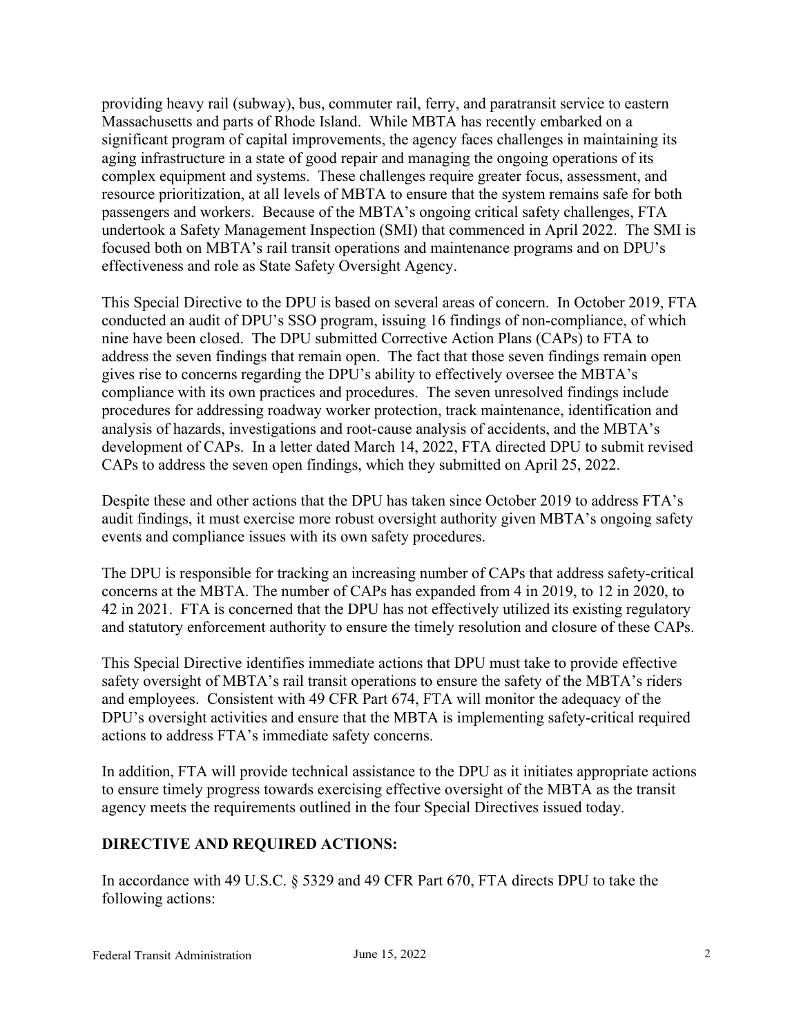providing heavy rail (subway), bus, commuter rail, ferry, and paratransit service to eastern Massachusetts and parts of Rhode Island. While MBTA has recently embarked on a significant program of capital improvements, the agency faces challenges in maintaining its aging infrastructure in a state of good repair and managing the ongoing operations of its complex equipment and systems. These challenges require greater focus, assessment, and resource prioritization, at all levels of MBTA to ensure that the system remains safe for both passengers and workers. Because of the MBTA's ongoing critical safety challenges, FTA undertook a Safety Management Inspection (SMI) that commenced in April 2022. The SMI is focused both on MBTA's rail transit operations and maintenance programs and on DPU's effectiveness and role as State Safety Oversight Agency.

This Special Directive to the DPU is based on several areas of concern. In October 2019, FTA conducted an audit of DPU's SSO program, issuing 16 findings of non-compliance, of which nine have been closed. The DPU submitted Corrective Action Plans (CAPs) to FTA to address the seven findings that remain open. The fact that those seven findings remain open gives rise to concerns regarding the DPU's ability to effectively oversee the MBTA's compliance with its own practices and procedures. The seven unresolved findings include procedures for addressing roadway worker protection, track maintenance, identification and analysis of hazards, investigations and root-cause analysis of accidents, and the MBTA's development of CAPs. In a letter dated March 14, 2022, FTA directed DPU to submit revised CAPs to address the seven open findings, which they submitted on April 25, 2022.

Despite these and other actions that the DPU has taken since October 2019 to address FTA's audit findings, it must exercise more robust oversight authority given MBTA's ongoing safety events and compliance issues with its own safety procedures.

The DPU is responsible for tracking an increasing number of CAPs that address safety-critical concerns at the MBTA. The number of CAPs has expanded from 4 in 2019, to 12 in 2020, to 42 in 2021. FTA is concerned that the DPU has not effectively utilized its existing regulatory and statutory enforcement authority to ensure the timely resolution and closure of these CAPs.

This Special Directive identifies immediate actions that DPU must take to provide effective safety oversight of MBTA's rail transit operations to ensure the safety of the MBTA's riders and employees. Consistent with 49 CFR Part 674, FTA will monitor the adequacy of the DPU's oversight activities and ensure that the MBTA is implementing safety-critical required actions to address FTA's immediate safety concerns.

In addition, FTA will provide technical assistance to the DPU as it initiates appropriate actions to ensure timely progress towards exercising effective oversight of the MBTA as the transit agency meets the requirements outlined in the four Special Directives issued today.

**DIRECTIVE AND REQUIRED ACTIONS:**

In accordance with 49 U.S.C. § 5329 and 49 CFR Part 670, FTA directs DPU to take the following actions: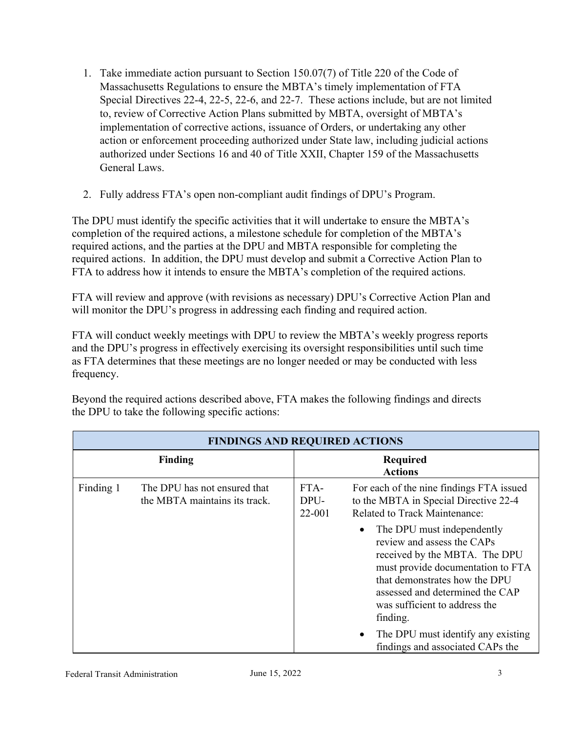1. Take immediate action pursuant to Section 150.07(7) of Title 220 of the Code of Massachusetts Regulations to ensure the MBTA's timely implementation of FTA Special Directives 22-4, 22-5, 22-6, and 22-7. These actions include, but are not limited to, review of Corrective Action Plans submitted by MBTA, oversight of MBTA's implementation of corrective actions, issuance of Orders, or undertaking any other action or enforcement proceeding authorized under State law, including judicial actions authorized under Sections 16 and 40 of Title XXII, Chapter 159 of the Massachusetts General Laws.

2. Fully address FTA's open non-compliant audit findings of DPU's Program.

The DPU must identify the specific activities that it will undertake to ensure the MBTA's completion of the required actions, a milestone schedule for completion of the MBTA's required actions, and the parties at the DPU and MBTA responsible for completing the required actions. In addition, the DPU must develop and submit a Corrective Action Plan to FTA to address how it intends to ensure the MBTA's completion of the required actions.

FTA will review and approve (with revisions as necessary) DPU's Corrective Action Plan and will monitor the DPU's progress in addressing each finding and required action.

FTA will conduct weekly meetings with DPU to review the MBTA's weekly progress reports and the DPU's progress in effectively exercising its oversight responsibilities until such time as FTA determines that these meetings are no longer needed or may be conducted with less frequency.

Beyond the required actions described above, FTA makes the following findings and directs the DPU to take the following specific actions:

| **FINDINGS AND REQUIRED ACTIONS** | | | |
|---|---|---|---|
| **Finding** | | **Required Actions** | |
| Finding 1 | The DPU has not ensured that the MBTA maintains its track. | FTA-DPU-22-001 | For each of the nine findings FTA issued to the MBTA in Special Directive 22-4 Related to Track Maintenance:<br>• The DPU must independently review and assess the CAPs received by the MBTA. The DPU must provide documentation to FTA that demonstrates how the DPU assessed and determined the CAP was sufficient to address the finding.<br>• The DPU must identify any existing findings and associated CAPs the |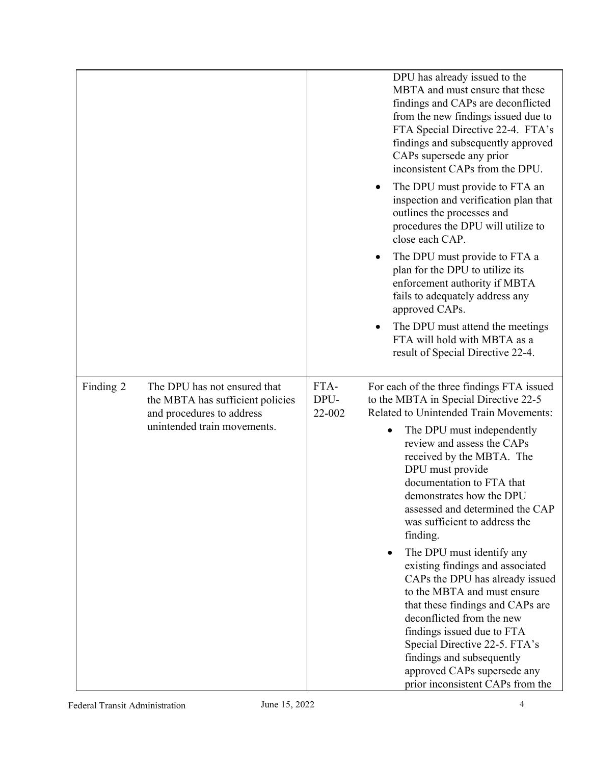| | | | |
|---|---|---|---|
| | | | DPU has already issued to the MBTA and must ensure that these findings and CAPs are deconflicted from the new findings issued due to FTA Special Directive 22-4. FTA's findings and subsequently approved CAPs supersede any prior inconsistent CAPs from the DPU.<br>• The DPU must provide to FTA an inspection and verification plan that outlines the processes and procedures the DPU will utilize to close each CAP.<br>• The DPU must provide to FTA a plan for the DPU to utilize its enforcement authority if MBTA fails to adequately address any approved CAPs.<br>• The DPU must attend the meetings FTA will hold with MBTA as a result of Special Directive 22-4. |
| Finding 2 | The DPU has not ensured that the MBTA has sufficient policies and procedures to address unintended train movements. | FTA-DPU-22-002 | For each of the three findings FTA issued to the MBTA in Special Directive 22-5 Related to Unintended Train Movements:<br>• The DPU must independently review and assess the CAPs received by the MBTA. The DPU must provide documentation to FTA that demonstrates how the DPU assessed and determined the CAP was sufficient to address the finding.<br>• The DPU must identify any existing findings and associated CAPs the DPU has already issued to the MBTA and must ensure that these findings and CAPs are deconflicted from the new findings issued due to FTA Special Directive 22-5. FTA's findings and subsequently approved CAPs supersede any prior inconsistent CAPs from the |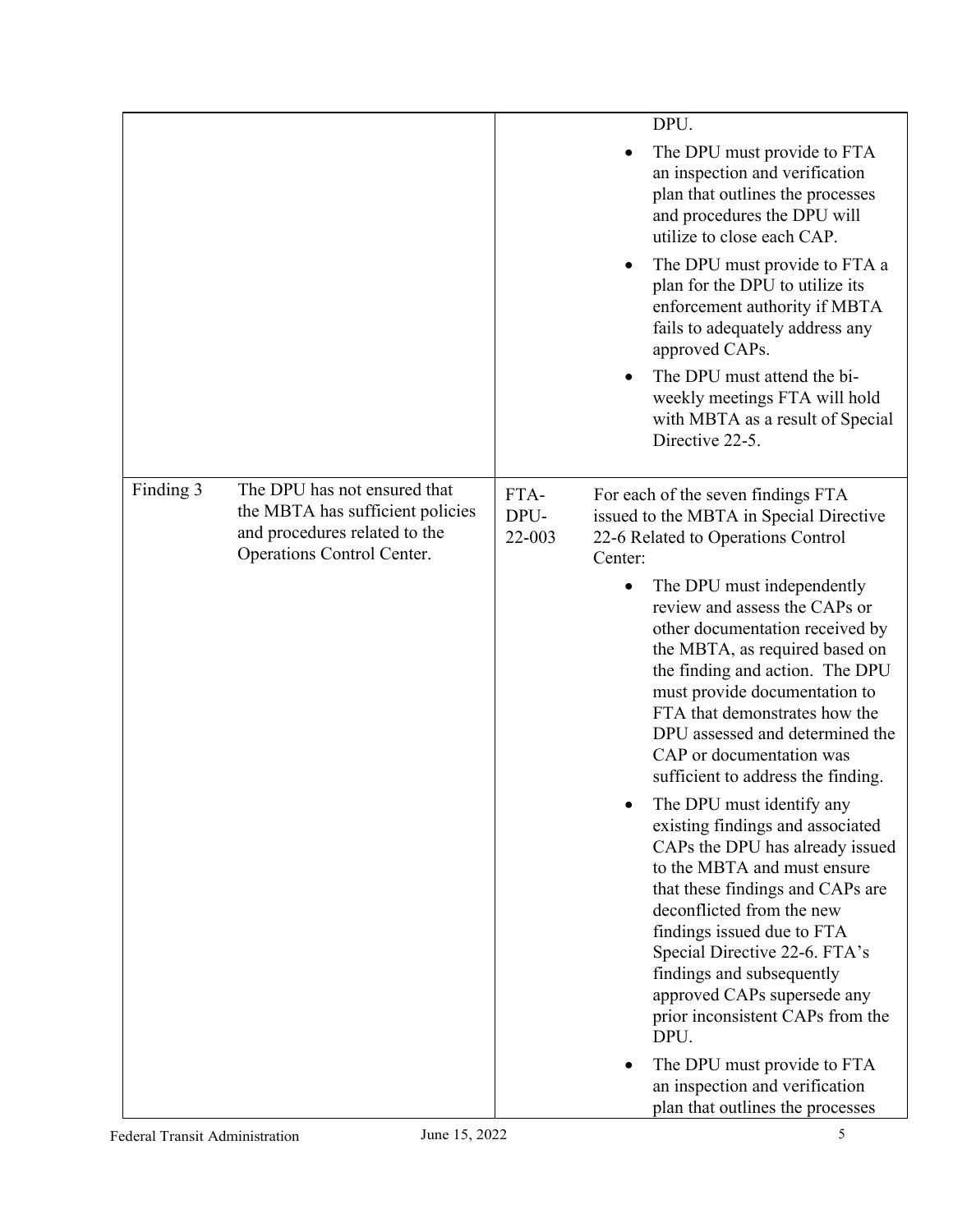| | | | |
|---|---|---|---|
| | | | DPU.<br>• The DPU must provide to FTA an inspection and verification plan that outlines the processes and procedures the DPU will utilize to close each CAP.<br>• The DPU must provide to FTA a plan for the DPU to utilize its enforcement authority if MBTA fails to adequately address any approved CAPs.<br>• The DPU must attend the bi-weekly meetings FTA will hold with MBTA as a result of Special Directive 22-5. |
| Finding 3 | The DPU has not ensured that the MBTA has sufficient policies and procedures related to the Operations Control Center. | FTA-DPU-22-003 | For each of the seven findings FTA issued to the MBTA in Special Directive 22-6 Related to Operations Control Center:<br>• The DPU must independently review and assess the CAPs or other documentation received by the MBTA, as required based on the finding and action. The DPU must provide documentation to FTA that demonstrates how the DPU assessed and determined the CAP or documentation was sufficient to address the finding.<br>• The DPU must identify any existing findings and associated CAPs the DPU has already issued to the MBTA and must ensure that these findings and CAPs are deconflicted from the new findings issued due to FTA Special Directive 22-6. FTA's findings and subsequently approved CAPs supersede any prior inconsistent CAPs from the DPU.<br>• The DPU must provide to FTA an inspection and verification plan that outlines the processes |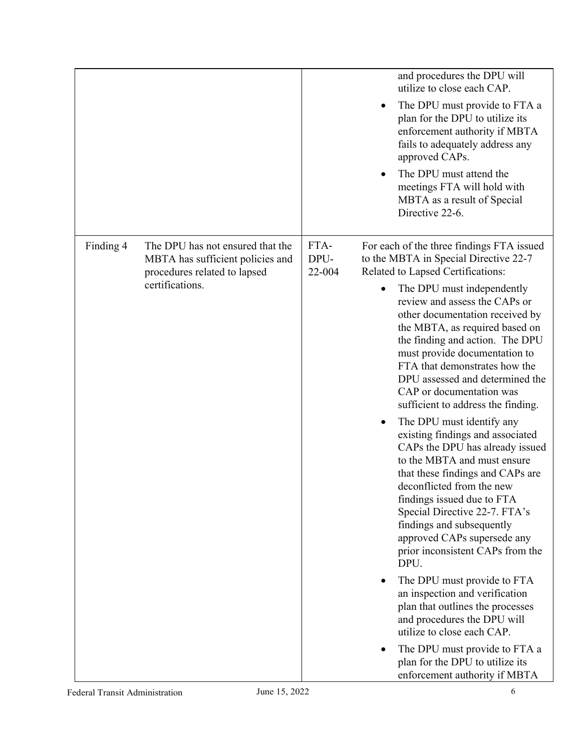| | | | |
|---|---|---|---|
| | | | and procedures the DPU will utilize to close each CAP.<br>• The DPU must provide to FTA a plan for the DPU to utilize its enforcement authority if MBTA fails to adequately address any approved CAPs.<br>• The DPU must attend the meetings FTA will hold with MBTA as a result of Special Directive 22-6. |
| Finding 4 | The DPU has not ensured that the MBTA has sufficient policies and procedures related to lapsed certifications. | FTA-DPU-22-004 | For each of the three findings FTA issued to the MBTA in Special Directive 22-7 Related to Lapsed Certifications:<br>• The DPU must independently review and assess the CAPs or other documentation received by the MBTA, as required based on the finding and action. The DPU must provide documentation to FTA that demonstrates how the DPU assessed and determined the CAP or documentation was sufficient to address the finding.<br>• The DPU must identify any existing findings and associated CAPs the DPU has already issued to the MBTA and must ensure that these findings and CAPs are deconflicted from the new findings issued due to FTA Special Directive 22-7. FTA's findings and subsequently approved CAPs supersede any prior inconsistent CAPs from the DPU.<br>• The DPU must provide to FTA an inspection and verification plan that outlines the processes and procedures the DPU will utilize to close each CAP.<br>• The DPU must provide to FTA a plan for the DPU to utilize its enforcement authority if MBTA |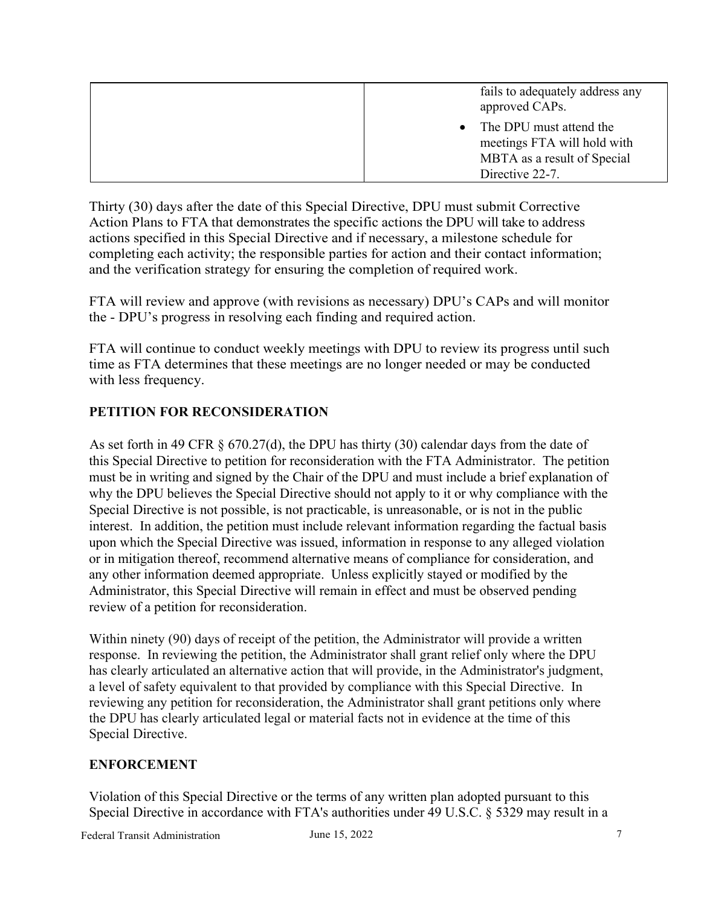| | |
|---|---|
| | fails to adequately address any approved CAPs.<br>• The DPU must attend the meetings FTA will hold with MBTA as a result of Special Directive 22-7. |

Thirty (30) days after the date of this Special Directive, DPU must submit Corrective Action Plans to FTA that demonstrates the specific actions the DPU will take to address actions specified in this Special Directive and if necessary, a milestone schedule for completing each activity; the responsible parties for action and their contact information; and the verification strategy for ensuring the completion of required work.

FTA will review and approve (with revisions as necessary) DPU's CAPs and will monitor the - DPU's progress in resolving each finding and required action.

FTA will continue to conduct weekly meetings with DPU to review its progress until such time as FTA determines that these meetings are no longer needed or may be conducted with less frequency.

## PETITION FOR RECONSIDERATION

As set forth in 49 CFR § 670.27(d), the DPU has thirty (30) calendar days from the date of this Special Directive to petition for reconsideration with the FTA Administrator. The petition must be in writing and signed by the Chair of the DPU and must include a brief explanation of why the DPU believes the Special Directive should not apply to it or why compliance with the Special Directive is not possible, is not practicable, is unreasonable, or is not in the public interest. In addition, the petition must include relevant information regarding the factual basis upon which the Special Directive was issued, information in response to any alleged violation or in mitigation thereof, recommend alternative means of compliance for consideration, and any other information deemed appropriate. Unless explicitly stayed or modified by the Administrator, this Special Directive will remain in effect and must be observed pending review of a petition for reconsideration.

Within ninety (90) days of receipt of the petition, the Administrator will provide a written response. In reviewing the petition, the Administrator shall grant relief only where the DPU has clearly articulated an alternative action that will provide, in the Administrator's judgment, a level of safety equivalent to that provided by compliance with this Special Directive. In reviewing any petition for reconsideration, the Administrator shall grant petitions only where the DPU has clearly articulated legal or material facts not in evidence at the time of this Special Directive.

## ENFORCEMENT

Violation of this Special Directive or the terms of any written plan adopted pursuant to this Special Directive in accordance with FTA's authorities under 49 U.S.C. § 5329 may result in a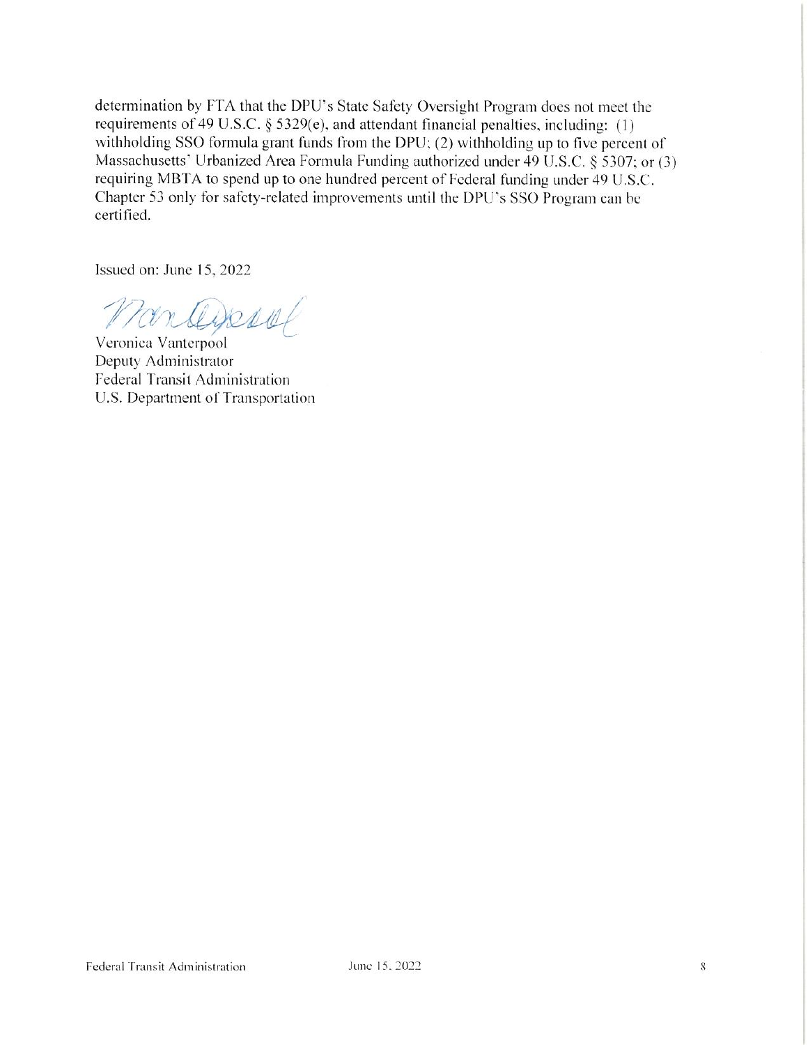determination by FTA that the DPU's State Safety Oversight Program does not meet the requirements of 49 U.S.C. § 5329(e), and attendant financial penalties, including: (1) withholding SSO formula grant funds from the DPU; (2) withholding up to five percent of Massachusetts' Urbanized Area Formula Funding authorized under 49 U.S.C. § 5307; or (3) requiring MBTA to spend up to one hundred percent of Federal funding under 49 U.S.C. Chapter 53 only for safety-related improvements until the DPU's SSO Program can be certified.

Issued on: June 15, 2022

Veronica Vanterpool
Deputy Administrator
Federal Transit Administration
U.S. Department of Transportation